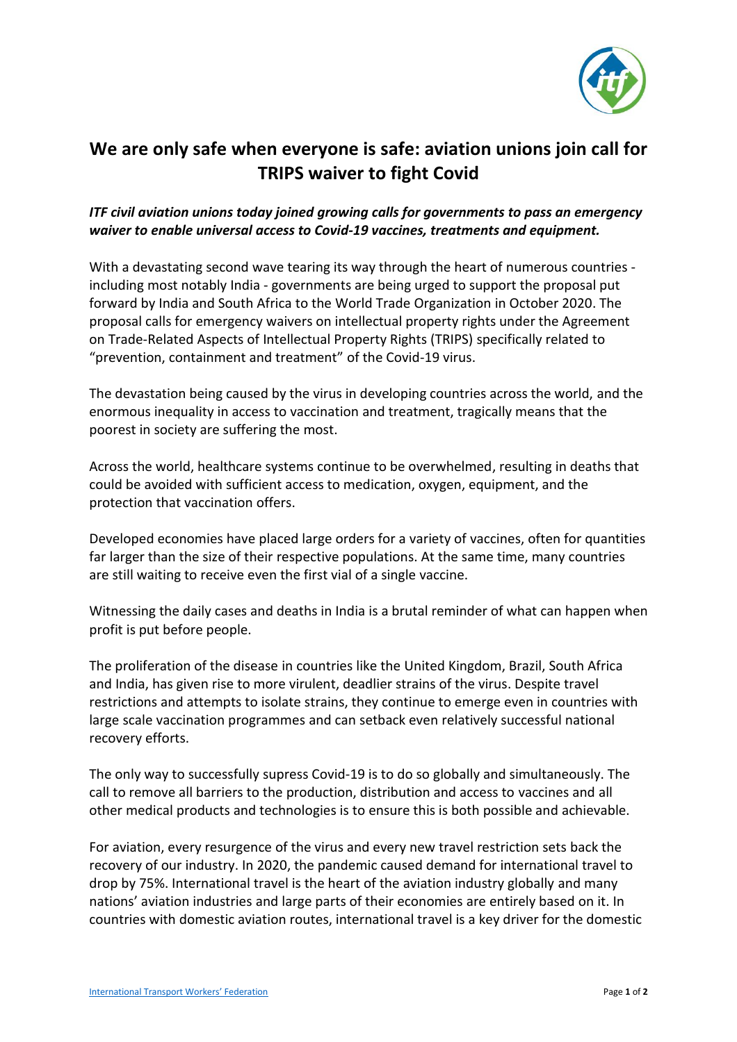# We are only safe when everyone is safe: aviation unions join call for TRIPS waiver to fight Covid

***ITF civil aviation unions today joined growing calls for governments to pass an emergency waiver to enable universal access to Covid-19 vaccines, treatments and equipment.***

With a devastating second wave tearing its way through the heart of numerous countries - including most notably India - governments are being urged to support the proposal put forward by India and South Africa to the World Trade Organization in October 2020. The proposal calls for emergency waivers on intellectual property rights under the Agreement on Trade-Related Aspects of Intellectual Property Rights (TRIPS) specifically related to "prevention, containment and treatment" of the Covid-19 virus.

The devastation being caused by the virus in developing countries across the world, and the enormous inequality in access to vaccination and treatment, tragically means that the poorest in society are suffering the most.

Across the world, healthcare systems continue to be overwhelmed, resulting in deaths that could be avoided with sufficient access to medication, oxygen, equipment, and the protection that vaccination offers.

Developed economies have placed large orders for a variety of vaccines, often for quantities far larger than the size of their respective populations. At the same time, many countries are still waiting to receive even the first vial of a single vaccine.

Witnessing the daily cases and deaths in India is a brutal reminder of what can happen when profit is put before people.

The proliferation of the disease in countries like the United Kingdom, Brazil, South Africa and India, has given rise to more virulent, deadlier strains of the virus. Despite travel restrictions and attempts to isolate strains, they continue to emerge even in countries with large scale vaccination programmes and can setback even relatively successful national recovery efforts.

The only way to successfully supress Covid-19 is to do so globally and simultaneously. The call to remove all barriers to the production, distribution and access to vaccines and all other medical products and technologies is to ensure this is both possible and achievable.

For aviation, every resurgence of the virus and every new travel restriction sets back the recovery of our industry. In 2020, the pandemic caused demand for international travel to drop by 75%. International travel is the heart of the aviation industry globally and many nations' aviation industries and large parts of their economies are entirely based on it. In countries with domestic aviation routes, international travel is a key driver for the domestic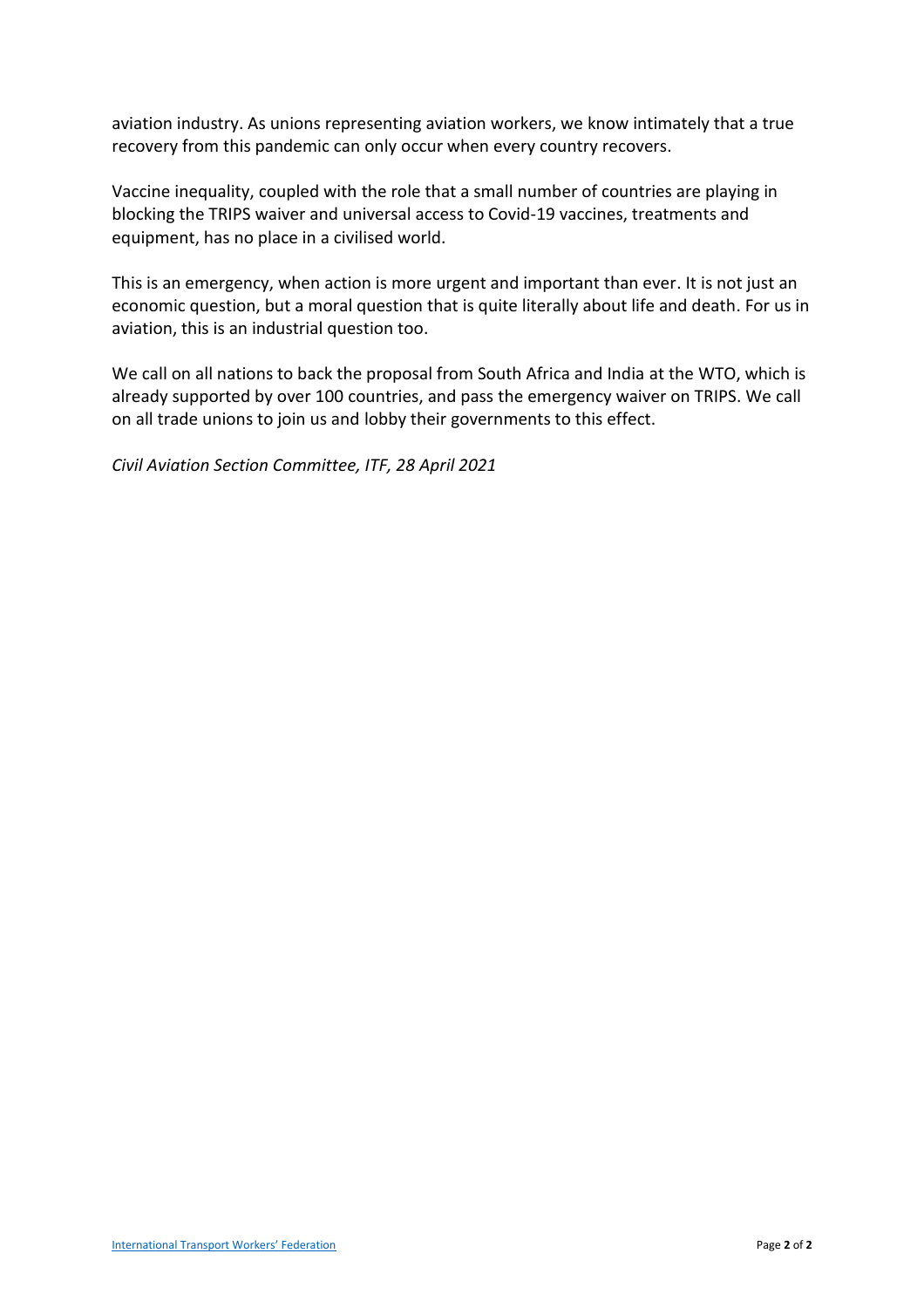aviation industry. As unions representing aviation workers, we know intimately that a true recovery from this pandemic can only occur when every country recovers.

Vaccine inequality, coupled with the role that a small number of countries are playing in blocking the TRIPS waiver and universal access to Covid-19 vaccines, treatments and equipment, has no place in a civilised world.

This is an emergency, when action is more urgent and important than ever. It is not just an economic question, but a moral question that is quite literally about life and death. For us in aviation, this is an industrial question too.

We call on all nations to back the proposal from South Africa and India at the WTO, which is already supported by over 100 countries, and pass the emergency waiver on TRIPS. We call on all trade unions to join us and lobby their governments to this effect.

*Civil Aviation Section Committee, ITF, 28 April 2021*